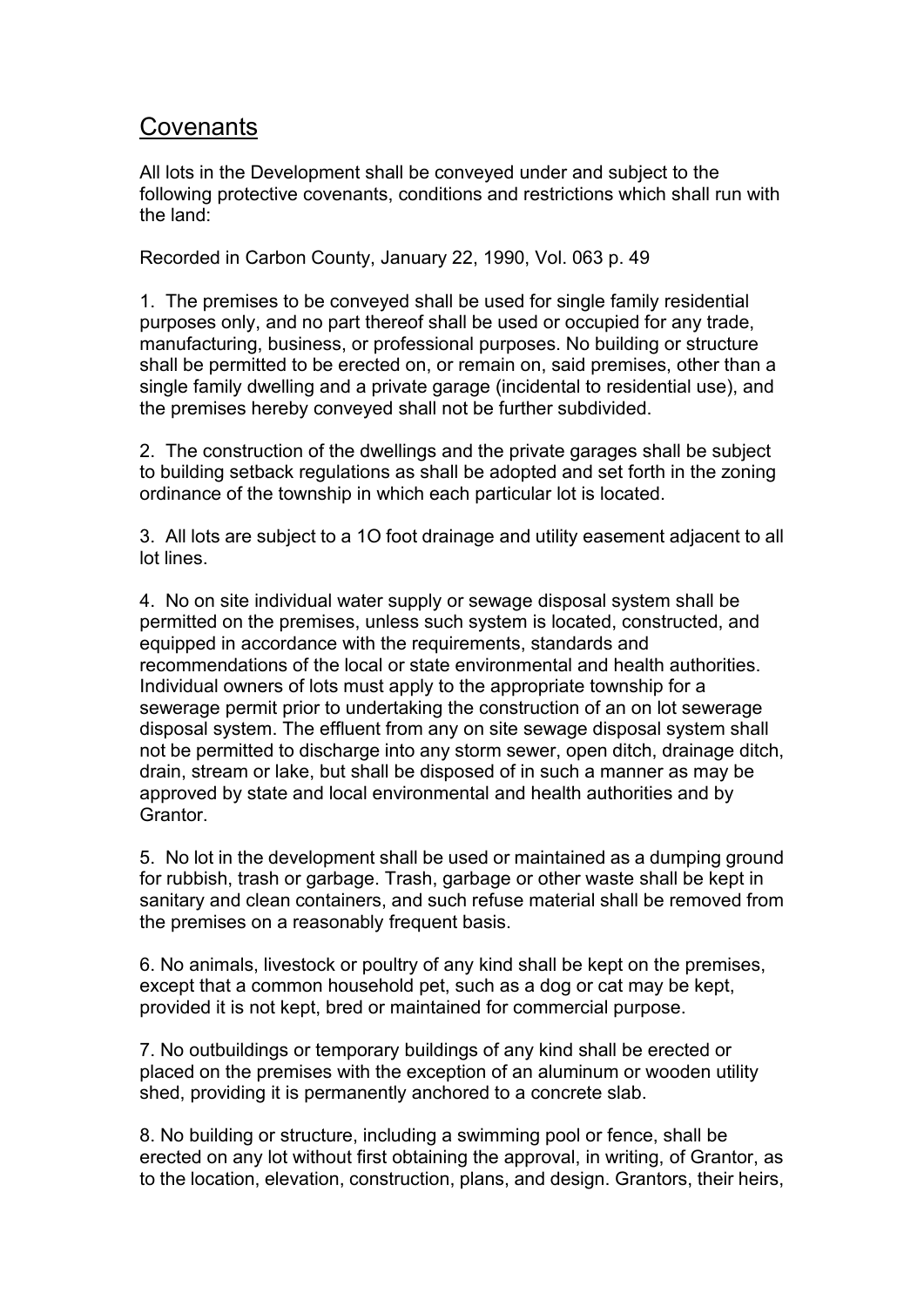# Covenants

All lots in the Development shall be conveyed under and subject to the following protective covenants, conditions and restrictions which shall run with the land:

Recorded in Carbon County, January 22, 1990, Vol. 063 p. 49

1. The premises to be conveyed shall be used for single family residential purposes only, and no part thereof shall be used or occupied for any trade, manufacturing, business, or professional purposes. No building or structure shall be permitted to be erected on, or remain on, said premises, other than a single family dwelling and a private garage (incidental to residential use), and the premises hereby conveyed shall not be further subdivided.

2. The construction of the dwellings and the private garages shall be subject to building setback regulations as shall be adopted and set forth in the zoning ordinance of the township in which each particular lot is located.

3. All lots are subject to a 1O foot drainage and utility easement adjacent to all lot lines.

4. No on site individual water supply or sewage disposal system shall be permitted on the premises, unless such system is located, constructed, and equipped in accordance with the requirements, standards and recommendations of the local or state environmental and health authorities. Individual owners of lots must apply to the appropriate township for a sewerage permit prior to undertaking the construction of an on lot sewerage disposal system. The effluent from any on site sewage disposal system shall not be permitted to discharge into any storm sewer, open ditch, drainage ditch, drain, stream or lake, but shall be disposed of in such a manner as may be approved by state and local environmental and health authorities and by Grantor.

5. No lot in the development shall be used or maintained as a dumping ground for rubbish, trash or garbage. Trash, garbage or other waste shall be kept in sanitary and clean containers, and such refuse material shall be removed from the premises on a reasonably frequent basis.

6. No animals, livestock or poultry of any kind shall be kept on the premises, except that a common household pet, such as a dog or cat may be kept, provided it is not kept, bred or maintained for commercial purpose.

7. No outbuildings or temporary buildings of any kind shall be erected or placed on the premises with the exception of an aluminum or wooden utility shed, providing it is permanently anchored to a concrete slab.

8. No building or structure, including a swimming pool or fence, shall be erected on any lot without first obtaining the approval, in writing, of Grantor, as to the location, elevation, construction, plans, and design. Grantors, their heirs,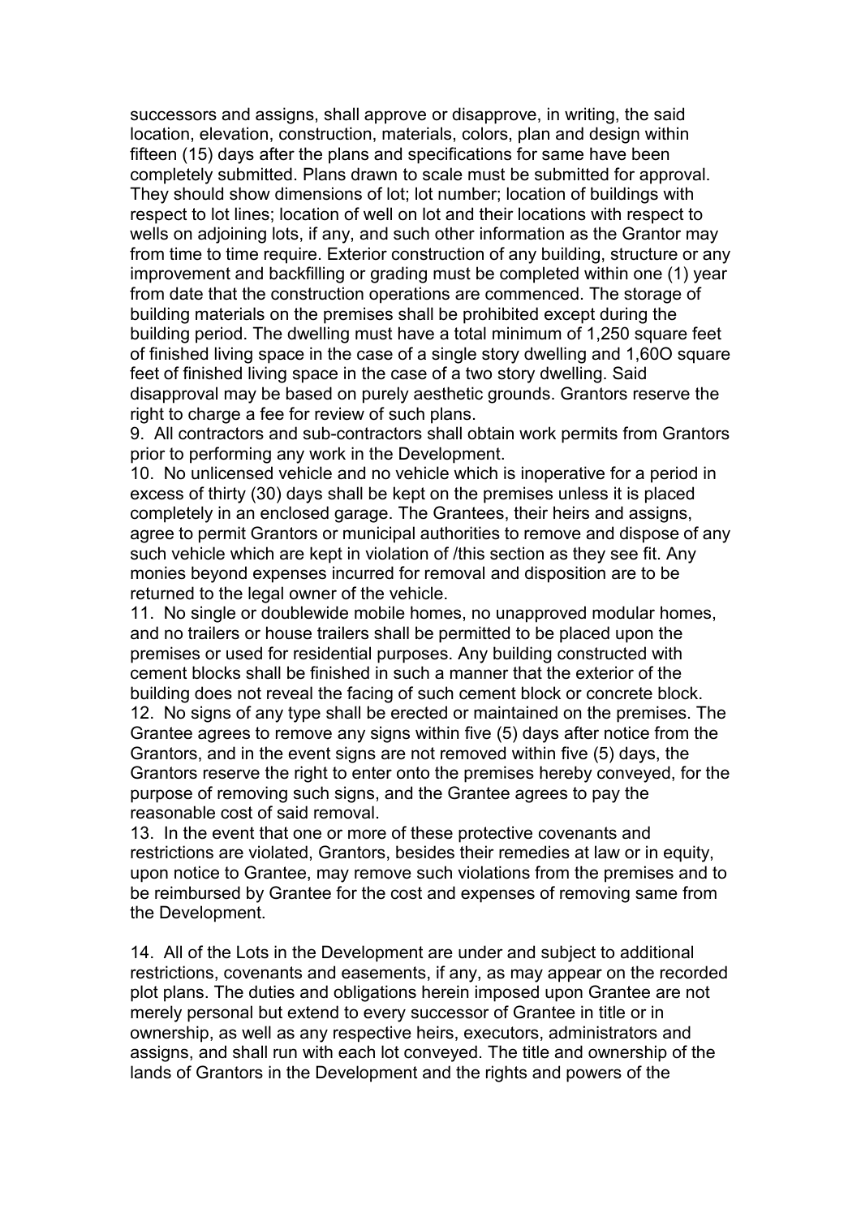successors and assigns, shall approve or disapprove, in writing, the said location, elevation, construction, materials, colors, plan and design within fifteen (15) days after the plans and specifications for same have been completely submitted. Plans drawn to scale must be submitted for approval. They should show dimensions of lot; lot number; location of buildings with respect to lot lines; location of well on lot and their locations with respect to wells on adjoining lots, if any, and such other information as the Grantor may from time to time require. Exterior construction of any building, structure or any improvement and backfilling or grading must be completed within one (1) year from date that the construction operations are commenced. The storage of building materials on the premises shall be prohibited except during the building period. The dwelling must have a total minimum of 1,250 square feet of finished living space in the case of a single story dwelling and 1,60O square feet of finished living space in the case of a two story dwelling. Said disapproval may be based on purely aesthetic grounds. Grantors reserve the right to charge a fee for review of such plans.

9. All contractors and sub-contractors shall obtain work permits from Grantors prior to performing any work in the Development.

10. No unlicensed vehicle and no vehicle which is inoperative for a period in excess of thirty (30) days shall be kept on the premises unless it is placed completely in an enclosed garage. The Grantees, their heirs and assigns, agree to permit Grantors or municipal authorities to remove and dispose of any such vehicle which are kept in violation of /this section as they see fit. Any monies beyond expenses incurred for removal and disposition are to be returned to the legal owner of the vehicle.

11. No single or doublewide mobile homes, no unapproved modular homes, and no trailers or house trailers shall be permitted to be placed upon the premises or used for residential purposes. Any building constructed with cement blocks shall be finished in such a manner that the exterior of the building does not reveal the facing of such cement block or concrete block.

12. No signs of any type shall be erected or maintained on the premises. The Grantee agrees to remove any signs within five (5) days after notice from the Grantors, and in the event signs are not removed within five (5) days, the Grantors reserve the right to enter onto the premises hereby conveyed, for the purpose of removing such signs, and the Grantee agrees to pay the reasonable cost of said removal.

13. In the event that one or more of these protective covenants and restrictions are violated, Grantors, besides their remedies at law or in equity, upon notice to Grantee, may remove such violations from the premises and to be reimbursed by Grantee for the cost and expenses of removing same from the Development.

14. All of the Lots in the Development are under and subject to additional restrictions, covenants and easements, if any, as may appear on the recorded plot plans. The duties and obligations herein imposed upon Grantee are not merely personal but extend to every successor of Grantee in title or in ownership, as well as any respective heirs, executors, administrators and assigns, and shall run with each lot conveyed. The title and ownership of the lands of Grantors in the Development and the rights and powers of the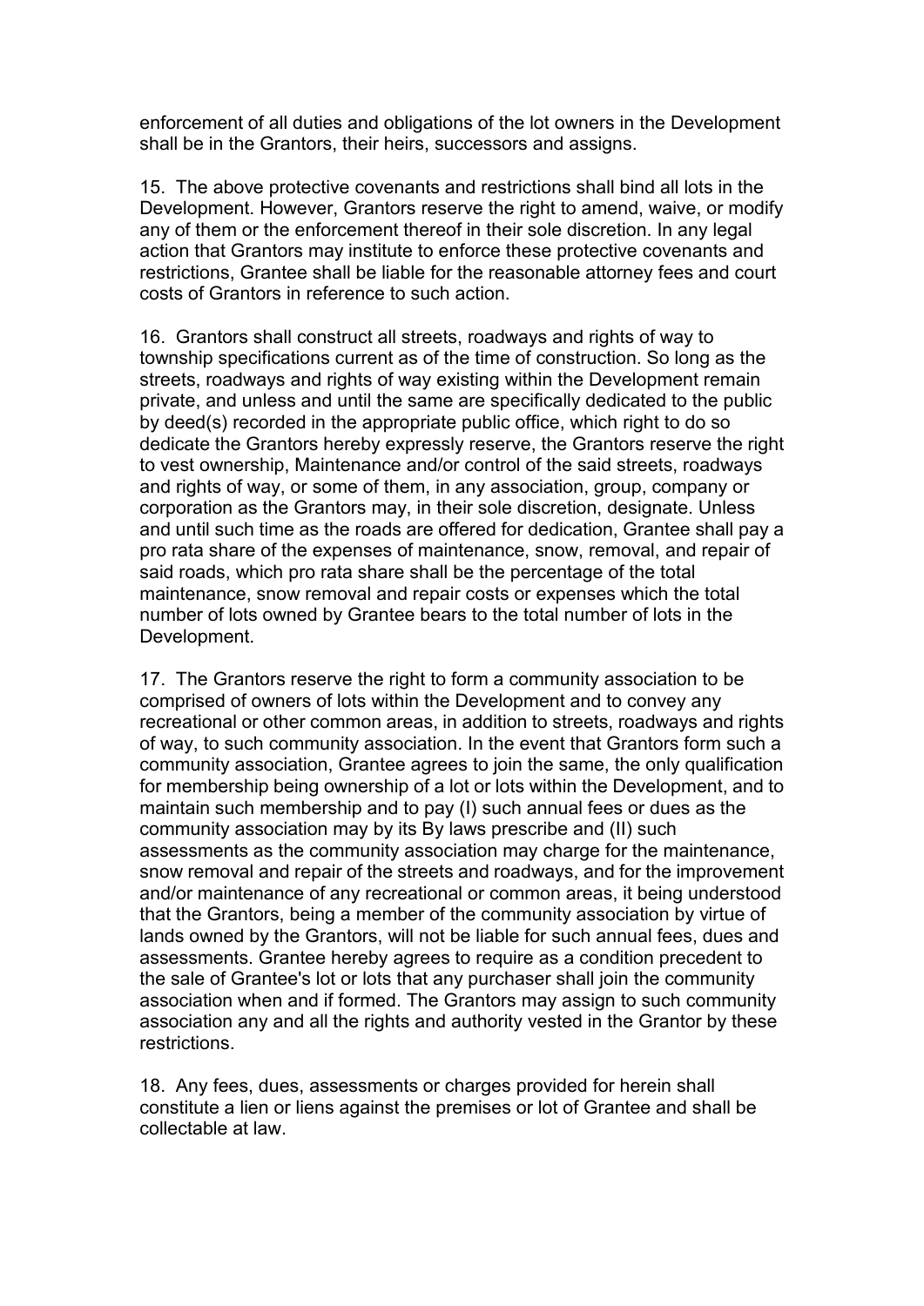enforcement of all duties and obligations of the lot owners in the Development shall be in the Grantors, their heirs, successors and assigns.

15. The above protective covenants and restrictions shall bind all lots in the Development. However, Grantors reserve the right to amend, waive, or modify any of them or the enforcement thereof in their sole discretion. In any legal action that Grantors may institute to enforce these protective covenants and restrictions, Grantee shall be liable for the reasonable attorney fees and court costs of Grantors in reference to such action.

16. Grantors shall construct all streets, roadways and rights of way to township specifications current as of the time of construction. So long as the streets, roadways and rights of way existing within the Development remain private, and unless and until the same are specifically dedicated to the public by deed(s) recorded in the appropriate public office, which right to do so dedicate the Grantors hereby expressly reserve, the Grantors reserve the right to vest ownership, Maintenance and/or control of the said streets, roadways and rights of way, or some of them, in any association, group, company or corporation as the Grantors may, in their sole discretion, designate. Unless and until such time as the roads are offered for dedication, Grantee shall pay a pro rata share of the expenses of maintenance, snow, removal, and repair of said roads, which pro rata share shall be the percentage of the total maintenance, snow removal and repair costs or expenses which the total number of lots owned by Grantee bears to the total number of lots in the Development.

17. The Grantors reserve the right to form a community association to be comprised of owners of lots within the Development and to convey any recreational or other common areas, in addition to streets, roadways and rights of way, to such community association. In the event that Grantors form such a community association, Grantee agrees to join the same, the only qualification for membership being ownership of a lot or lots within the Development, and to maintain such membership and to pay (I) such annual fees or dues as the community association may by its By laws prescribe and (II) such assessments as the community association may charge for the maintenance, snow removal and repair of the streets and roadways, and for the improvement and/or maintenance of any recreational or common areas, it being understood that the Grantors, being a member of the community association by virtue of lands owned by the Grantors, will not be liable for such annual fees, dues and assessments. Grantee hereby agrees to require as a condition precedent to the sale of Grantee's lot or lots that any purchaser shall join the community association when and if formed. The Grantors may assign to such community association any and all the rights and authority vested in the Grantor by these restrictions.

18. Any fees, dues, assessments or charges provided for herein shall constitute a lien or liens against the premises or lot of Grantee and shall be collectable at law.